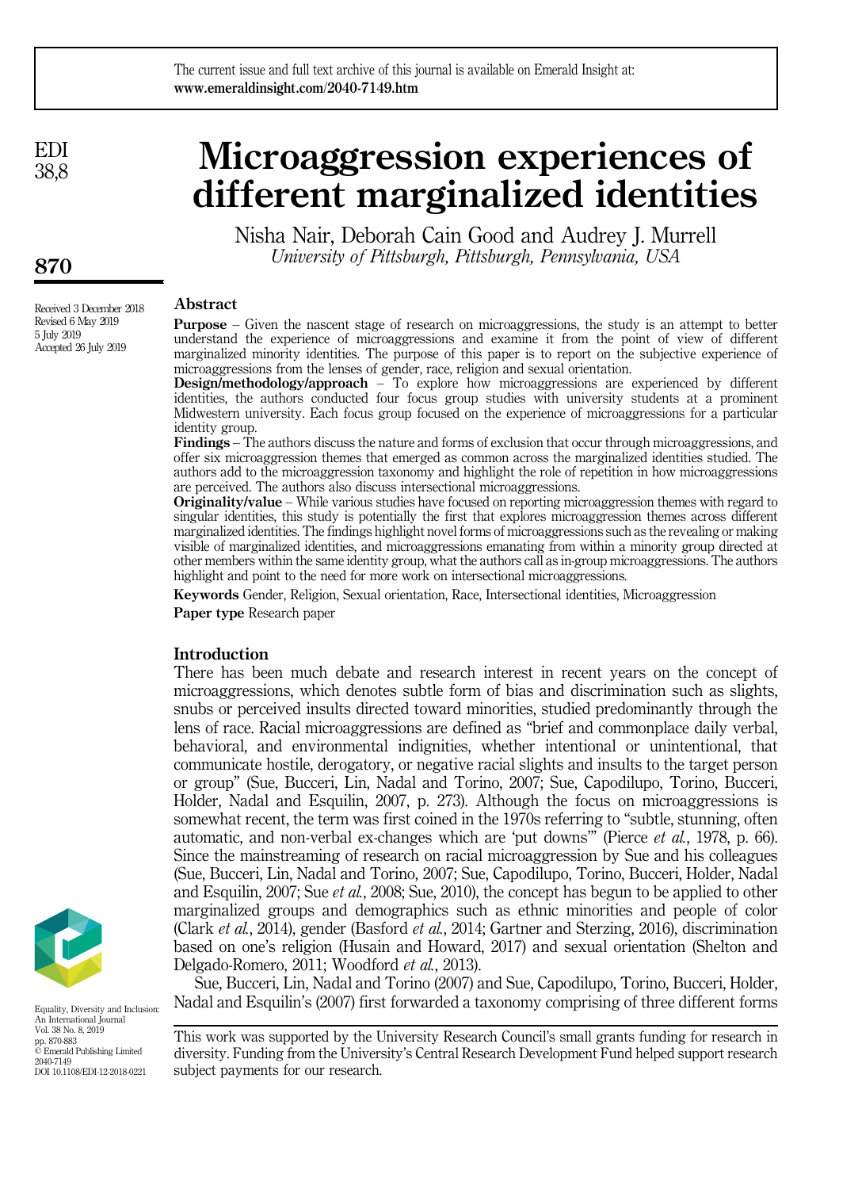# Microaggression experiences of different marginalized identities

Nisha Nair, Deborah Cain Good and Audrey J. Murrell
*University of Pittsburgh, Pittsburgh, Pennsylvania, USA*

Received 3 December 2018
Revised 6 May 2019
5 July 2019
Accepted 26 July 2019

## Abstract

**Purpose** – Given the nascent stage of research on microaggressions, the study is an attempt to better understand the experience of microaggressions and examine it from the point of view of different marginalized minority identities. The purpose of this paper is to report on the subjective experience of microaggressions from the lenses of gender, race, religion and sexual orientation.

**Design/methodology/approach** – To explore how microaggressions are experienced by different identities, the authors conducted four focus group studies with university students at a prominent Midwestern university. Each focus group focused on the experience of microaggressions for a particular identity group.

**Findings** – The authors discuss the nature and forms of exclusion that occur through microaggressions, and offer six microaggression themes that emerged as common across the marginalized identities studied. The authors add to the microaggression taxonomy and highlight the role of repetition in how microaggressions are perceived. The authors also discuss intersectional microaggressions.

**Originality/value** – While various studies have focused on reporting microaggression themes with regard to singular identities, this study is potentially the first that explores microaggression themes across different marginalized identities. The findings highlight novel forms of microaggressions such as the revealing or making visible of marginalized identities, and microaggressions emanating from within a minority group directed at other members within the same identity group, what the authors call as in-group microaggressions. The authors highlight and point to the need for more work on intersectional microaggressions.

**Keywords** Gender, Religion, Sexual orientation, Race, Intersectional identities, Microaggression

**Paper type** Research paper

## Introduction

There has been much debate and research interest in recent years on the concept of microaggressions, which denotes subtle form of bias and discrimination such as slights, snubs or perceived insults directed toward minorities, studied predominantly through the lens of race. Racial microaggressions are defined as "brief and commonplace daily verbal, behavioral, and environmental indignities, whether intentional or unintentional, that communicate hostile, derogatory, or negative racial slights and insults to the target person or group" (Sue, Bucceri, Lin, Nadal and Torino, 2007; Sue, Capodilupo, Torino, Bucceri, Holder, Nadal and Esquilin, 2007, p. 273). Although the focus on microaggressions is somewhat recent, the term was first coined in the 1970s referring to "subtle, stunning, often automatic, and non-verbal ex-changes which are 'put downs'" (Pierce *et al.*, 1978, p. 66). Since the mainstreaming of research on racial microaggression by Sue and his colleagues (Sue, Bucceri, Lin, Nadal and Torino, 2007; Sue, Capodilupo, Torino, Bucceri, Holder, Nadal and Esquilin, 2007; Sue *et al.*, 2008; Sue, 2010), the concept has begun to be applied to other marginalized groups and demographics such as ethnic minorities and people of color (Clark *et al.*, 2014), gender (Basford *et al.*, 2014; Gartner and Sterzing, 2016), discrimination based on one's religion (Husain and Howard, 2017) and sexual orientation (Shelton and Delgado-Romero, 2011; Woodford *et al.*, 2013).

Sue, Bucceri, Lin, Nadal and Torino (2007) and Sue, Capodilupo, Torino, Bucceri, Holder, Nadal and Esquilin's (2007) first forwarded a taxonomy comprising of three different forms

This work was supported by the University Research Council's small grants funding for research in diversity. Funding from the University's Central Research Development Fund helped support research subject payments for our research.

Equality, Diversity and Inclusion: An International Journal
Vol. 38 No. 8, 2019
pp. 870-883
© Emerald Publishing Limited
2040-7149
DOI 10.1108/EDI-12-2018-0221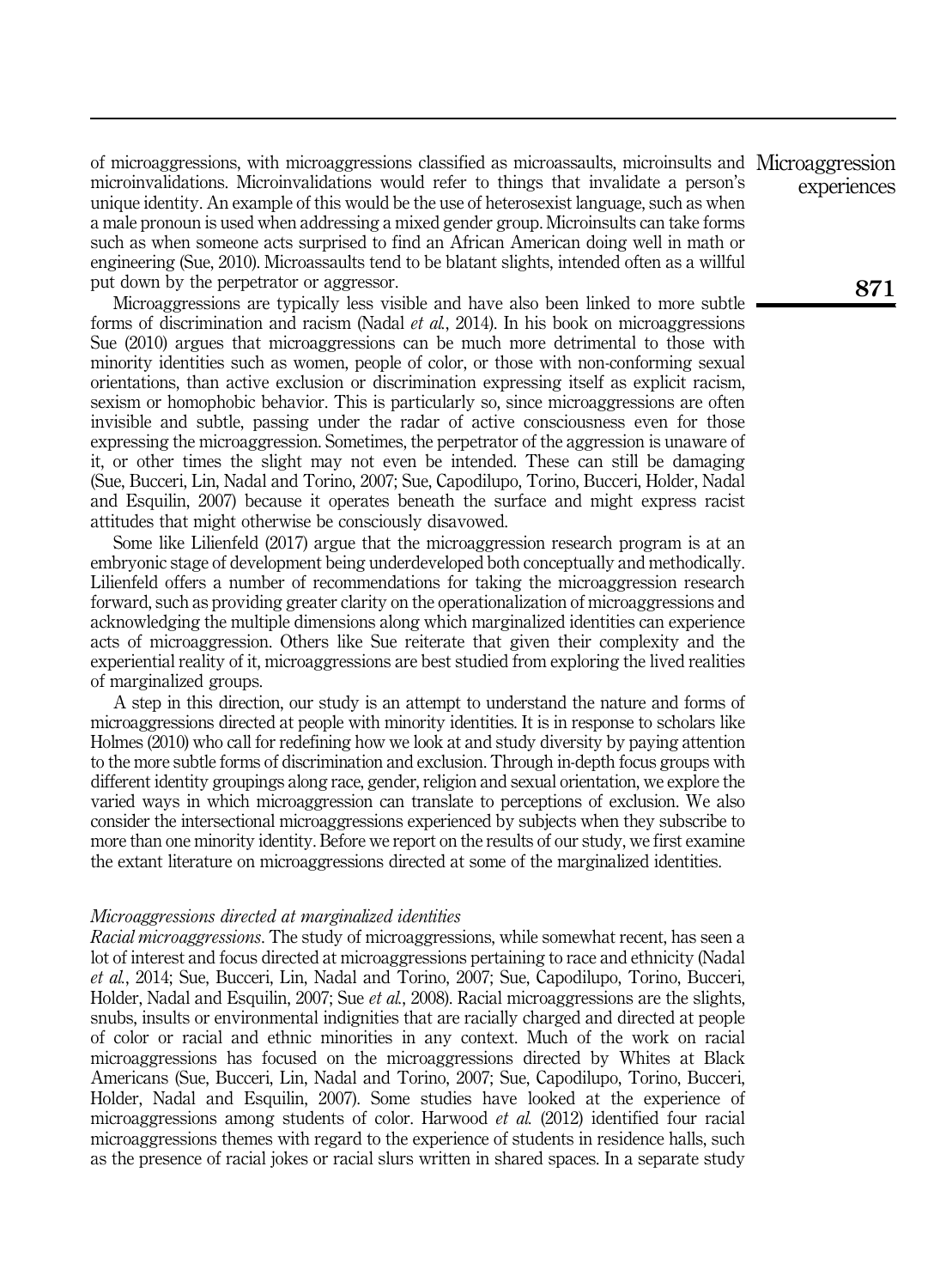of microaggressions, with microaggressions classified as microassaults, microinsults and microinvalidations. Microinvalidations would refer to things that invalidate a person's unique identity. An example of this would be the use of heterosexist language, such as when a male pronoun is used when addressing a mixed gender group. Microinsults can take forms such as when someone acts surprised to find an African American doing well in math or engineering (Sue, 2010). Microassaults tend to be blatant slights, intended often as a willful put down by the perpetrator or aggressor.

Microaggressions are typically less visible and have also been linked to more subtle forms of discrimination and racism (Nadal *et al.*, 2014). In his book on microaggressions Sue (2010) argues that microaggressions can be much more detrimental to those with minority identities such as women, people of color, or those with non-conforming sexual orientations, than active exclusion or discrimination expressing itself as explicit racism, sexism or homophobic behavior. This is particularly so, since microaggressions are often invisible and subtle, passing under the radar of active consciousness even for those expressing the microaggression. Sometimes, the perpetrator of the aggression is unaware of it, or other times the slight may not even be intended. These can still be damaging (Sue, Bucceri, Lin, Nadal and Torino, 2007; Sue, Capodilupo, Torino, Bucceri, Holder, Nadal and Esquilin, 2007) because it operates beneath the surface and might express racist attitudes that might otherwise be consciously disavowed.

Some like Lilienfeld (2017) argue that the microaggression research program is at an embryonic stage of development being underdeveloped both conceptually and methodically. Lilienfeld offers a number of recommendations for taking the microaggression research forward, such as providing greater clarity on the operationalization of microaggressions and acknowledging the multiple dimensions along which marginalized identities can experience acts of microaggression. Others like Sue reiterate that given their complexity and the experiential reality of it, microaggressions are best studied from exploring the lived realities of marginalized groups.

A step in this direction, our study is an attempt to understand the nature and forms of microaggressions directed at people with minority identities. It is in response to scholars like Holmes (2010) who call for redefining how we look at and study diversity by paying attention to the more subtle forms of discrimination and exclusion. Through in-depth focus groups with different identity groupings along race, gender, religion and sexual orientation, we explore the varied ways in which microaggression can translate to perceptions of exclusion. We also consider the intersectional microaggressions experienced by subjects when they subscribe to more than one minority identity. Before we report on the results of our study, we first examine the extant literature on microaggressions directed at some of the marginalized identities.

### *Microaggressions directed at marginalized identities*

*Racial microaggressions*. The study of microaggressions, while somewhat recent, has seen a lot of interest and focus directed at microaggressions pertaining to race and ethnicity (Nadal *et al.*, 2014; Sue, Bucceri, Lin, Nadal and Torino, 2007; Sue, Capodilupo, Torino, Bucceri, Holder, Nadal and Esquilin, 2007; Sue *et al.*, 2008). Racial microaggressions are the slights, snubs, insults or environmental indignities that are racially charged and directed at people of color or racial and ethnic minorities in any context. Much of the work on racial microaggressions has focused on the microaggressions directed by Whites at Black Americans (Sue, Bucceri, Lin, Nadal and Torino, 2007; Sue, Capodilupo, Torino, Bucceri, Holder, Nadal and Esquilin, 2007). Some studies have looked at the experience of microaggressions among students of color. Harwood *et al.* (2012) identified four racial microaggressions themes with regard to the experience of students in residence halls, such as the presence of racial jokes or racial slurs written in shared spaces. In a separate study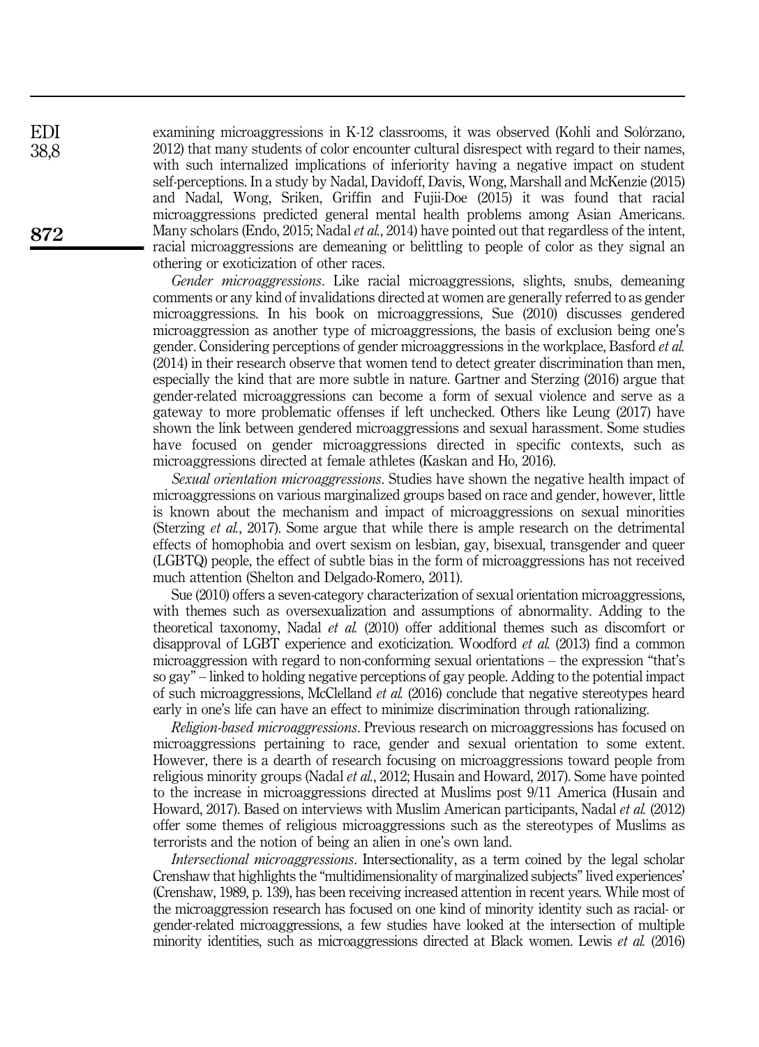examining microaggressions in K-12 classrooms, it was observed (Kohli and Solórzano, 2012) that many students of color encounter cultural disrespect with regard to their names, with such internalized implications of inferiority having a negative impact on student self-perceptions. In a study by Nadal, Davidoff, Davis, Wong, Marshall and McKenzie (2015) and Nadal, Wong, Sriken, Griffin and Fujii-Doe (2015) it was found that racial microaggressions predicted general mental health problems among Asian Americans. Many scholars (Endo, 2015; Nadal *et al.*, 2014) have pointed out that regardless of the intent, racial microaggressions are demeaning or belittling to people of color as they signal an othering or exoticization of other races.

*Gender microaggressions*. Like racial microaggressions, slights, snubs, demeaning comments or any kind of invalidations directed at women are generally referred to as gender microaggressions. In his book on microaggressions, Sue (2010) discusses gendered microaggression as another type of microaggressions, the basis of exclusion being one's gender. Considering perceptions of gender microaggressions in the workplace, Basford *et al.* (2014) in their research observe that women tend to detect greater discrimination than men, especially the kind that are more subtle in nature. Gartner and Sterzing (2016) argue that gender-related microaggressions can become a form of sexual violence and serve as a gateway to more problematic offenses if left unchecked. Others like Leung (2017) have shown the link between gendered microaggressions and sexual harassment. Some studies have focused on gender microaggressions directed in specific contexts, such as microaggressions directed at female athletes (Kaskan and Ho, 2016).

*Sexual orientation microaggressions*. Studies have shown the negative health impact of microaggressions on various marginalized groups based on race and gender, however, little is known about the mechanism and impact of microaggressions on sexual minorities (Sterzing *et al.*, 2017). Some argue that while there is ample research on the detrimental effects of homophobia and overt sexism on lesbian, gay, bisexual, transgender and queer (LGBTQ) people, the effect of subtle bias in the form of microaggressions has not received much attention (Shelton and Delgado-Romero, 2011).

Sue (2010) offers a seven-category characterization of sexual orientation microaggressions, with themes such as oversexualization and assumptions of abnormality. Adding to the theoretical taxonomy, Nadal *et al.* (2010) offer additional themes such as discomfort or disapproval of LGBT experience and exoticization. Woodford *et al.* (2013) find a common microaggression with regard to non-conforming sexual orientations – the expression "that's so gay" – linked to holding negative perceptions of gay people. Adding to the potential impact of such microaggressions, McClelland *et al.* (2016) conclude that negative stereotypes heard early in one's life can have an effect to minimize discrimination through rationalizing.

*Religion-based microaggressions*. Previous research on microaggressions has focused on microaggressions pertaining to race, gender and sexual orientation to some extent. However, there is a dearth of research focusing on microaggressions toward people from religious minority groups (Nadal *et al.*, 2012; Husain and Howard, 2017). Some have pointed to the increase in microaggressions directed at Muslims post 9/11 America (Husain and Howard, 2017). Based on interviews with Muslim American participants, Nadal *et al.* (2012) offer some themes of religious microaggressions such as the stereotypes of Muslims as terrorists and the notion of being an alien in one's own land.

*Intersectional microaggressions*. Intersectionality, as a term coined by the legal scholar Crenshaw that highlights the "multidimensionality of marginalized subjects" lived experiences' (Crenshaw, 1989, p. 139), has been receiving increased attention in recent years. While most of the microaggression research has focused on one kind of minority identity such as racial- or gender-related microaggressions, a few studies have looked at the intersection of multiple minority identities, such as microaggressions directed at Black women. Lewis *et al.* (2016)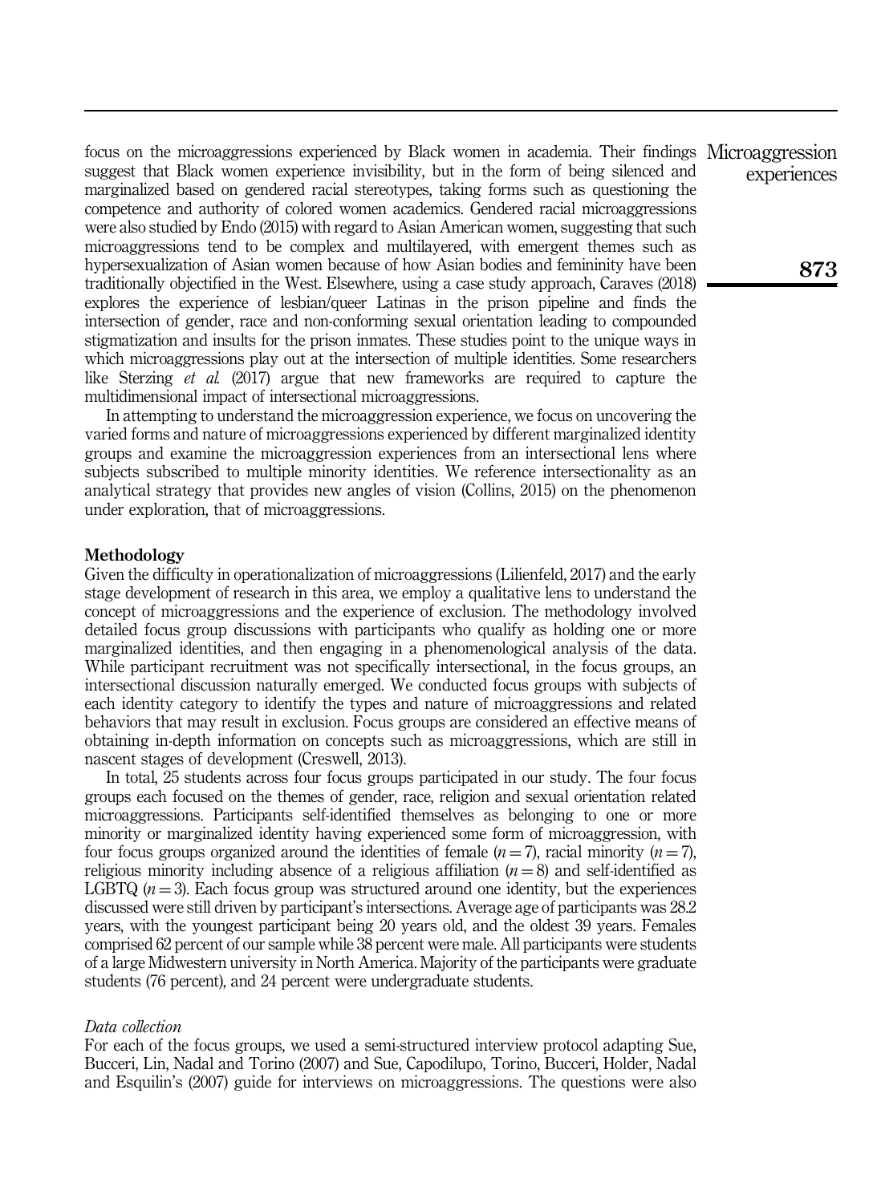focus on the microaggressions experienced by Black women in academia. Their findings suggest that Black women experience invisibility, but in the form of being silenced and marginalized based on gendered racial stereotypes, taking forms such as questioning the competence and authority of colored women academics. Gendered racial microaggressions were also studied by Endo (2015) with regard to Asian American women, suggesting that such microaggressions tend to be complex and multilayered, with emergent themes such as hypersexualization of Asian women because of how Asian bodies and femininity have been traditionally objectified in the West. Elsewhere, using a case study approach, Caraves (2018) explores the experience of lesbian/queer Latinas in the prison pipeline and finds the intersection of gender, race and non-conforming sexual orientation leading to compounded stigmatization and insults for the prison inmates. These studies point to the unique ways in which microaggressions play out at the intersection of multiple identities. Some researchers like Sterzing *et al.* (2017) argue that new frameworks are required to capture the multidimensional impact of intersectional microaggressions.

In attempting to understand the microaggression experience, we focus on uncovering the varied forms and nature of microaggressions experienced by different marginalized identity groups and examine the microaggression experiences from an intersectional lens where subjects subscribed to multiple minority identities. We reference intersectionality as an analytical strategy that provides new angles of vision (Collins, 2015) on the phenomenon under exploration, that of microaggressions.

## Methodology

Given the difficulty in operationalization of microaggressions (Lilienfeld, 2017) and the early stage development of research in this area, we employ a qualitative lens to understand the concept of microaggressions and the experience of exclusion. The methodology involved detailed focus group discussions with participants who qualify as holding one or more marginalized identities, and then engaging in a phenomenological analysis of the data. While participant recruitment was not specifically intersectional, in the focus groups, an intersectional discussion naturally emerged. We conducted focus groups with subjects of each identity category to identify the types and nature of microaggressions and related behaviors that may result in exclusion. Focus groups are considered an effective means of obtaining in-depth information on concepts such as microaggressions, which are still in nascent stages of development (Creswell, 2013).

In total, 25 students across four focus groups participated in our study. The four focus groups each focused on the themes of gender, race, religion and sexual orientation related microaggressions. Participants self-identified themselves as belonging to one or more minority or marginalized identity having experienced some form of microaggression, with four focus groups organized around the identities of female ($n = 7$), racial minority ($n = 7$), religious minority including absence of a religious affiliation ($n = 8$) and self-identified as LGBTQ ($n = 3$). Each focus group was structured around one identity, but the experiences discussed were still driven by participant's intersections. Average age of participants was 28.2 years, with the youngest participant being 20 years old, and the oldest 39 years. Females comprised 62 percent of our sample while 38 percent were male. All participants were students of a large Midwestern university in North America. Majority of the participants were graduate students (76 percent), and 24 percent were undergraduate students.

### *Data collection*

For each of the focus groups, we used a semi-structured interview protocol adapting Sue, Bucceri, Lin, Nadal and Torino (2007) and Sue, Capodilupo, Torino, Bucceri, Holder, Nadal and Esquilin's (2007) guide for interviews on microaggressions. The questions were also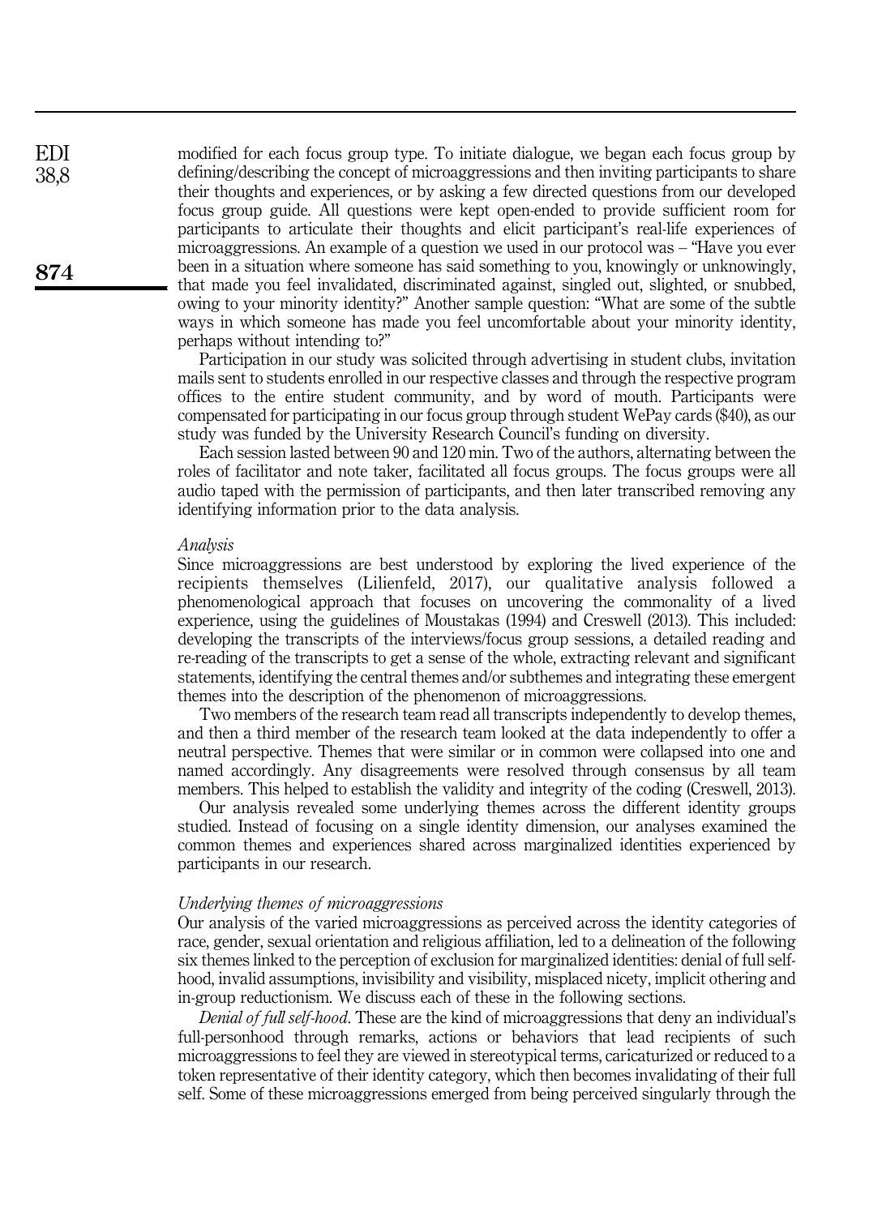modified for each focus group type. To initiate dialogue, we began each focus group by defining/describing the concept of microaggressions and then inviting participants to share their thoughts and experiences, or by asking a few directed questions from our developed focus group guide. All questions were kept open-ended to provide sufficient room for participants to articulate their thoughts and elicit participant's real-life experiences of microaggressions. An example of a question we used in our protocol was – "Have you ever been in a situation where someone has said something to you, knowingly or unknowingly, that made you feel invalidated, discriminated against, singled out, slighted, or snubbed, owing to your minority identity?" Another sample question: "What are some of the subtle ways in which someone has made you feel uncomfortable about your minority identity, perhaps without intending to?"

Participation in our study was solicited through advertising in student clubs, invitation mails sent to students enrolled in our respective classes and through the respective program offices to the entire student community, and by word of mouth. Participants were compensated for participating in our focus group through student WePay cards ($40), as our study was funded by the University Research Council's funding on diversity.

Each session lasted between 90 and 120 min. Two of the authors, alternating between the roles of facilitator and note taker, facilitated all focus groups. The focus groups were all audio taped with the permission of participants, and then later transcribed removing any identifying information prior to the data analysis.

### *Analysis*

Since microaggressions are best understood by exploring the lived experience of the recipients themselves (Lilienfeld, 2017), our qualitative analysis followed a phenomenological approach that focuses on uncovering the commonality of a lived experience, using the guidelines of Moustakas (1994) and Creswell (2013). This included: developing the transcripts of the interviews/focus group sessions, a detailed reading and re-reading of the transcripts to get a sense of the whole, extracting relevant and significant statements, identifying the central themes and/or subthemes and integrating these emergent themes into the description of the phenomenon of microaggressions.

Two members of the research team read all transcripts independently to develop themes, and then a third member of the research team looked at the data independently to offer a neutral perspective. Themes that were similar or in common were collapsed into one and named accordingly. Any disagreements were resolved through consensus by all team members. This helped to establish the validity and integrity of the coding (Creswell, 2013).

Our analysis revealed some underlying themes across the different identity groups studied. Instead of focusing on a single identity dimension, our analyses examined the common themes and experiences shared across marginalized identities experienced by participants in our research.

### *Underlying themes of microaggressions*

Our analysis of the varied microaggressions as perceived across the identity categories of race, gender, sexual orientation and religious affiliation, led to a delineation of the following six themes linked to the perception of exclusion for marginalized identities: denial of full self-hood, invalid assumptions, invisibility and visibility, misplaced nicety, implicit othering and in-group reductionism. We discuss each of these in the following sections.

*Denial of full self-hood*. These are the kind of microaggressions that deny an individual's full-personhood through remarks, actions or behaviors that lead recipients of such microaggressions to feel they are viewed in stereotypical terms, caricaturized or reduced to a token representative of their identity category, which then becomes invalidating of their full self. Some of these microaggressions emerged from being perceived singularly through the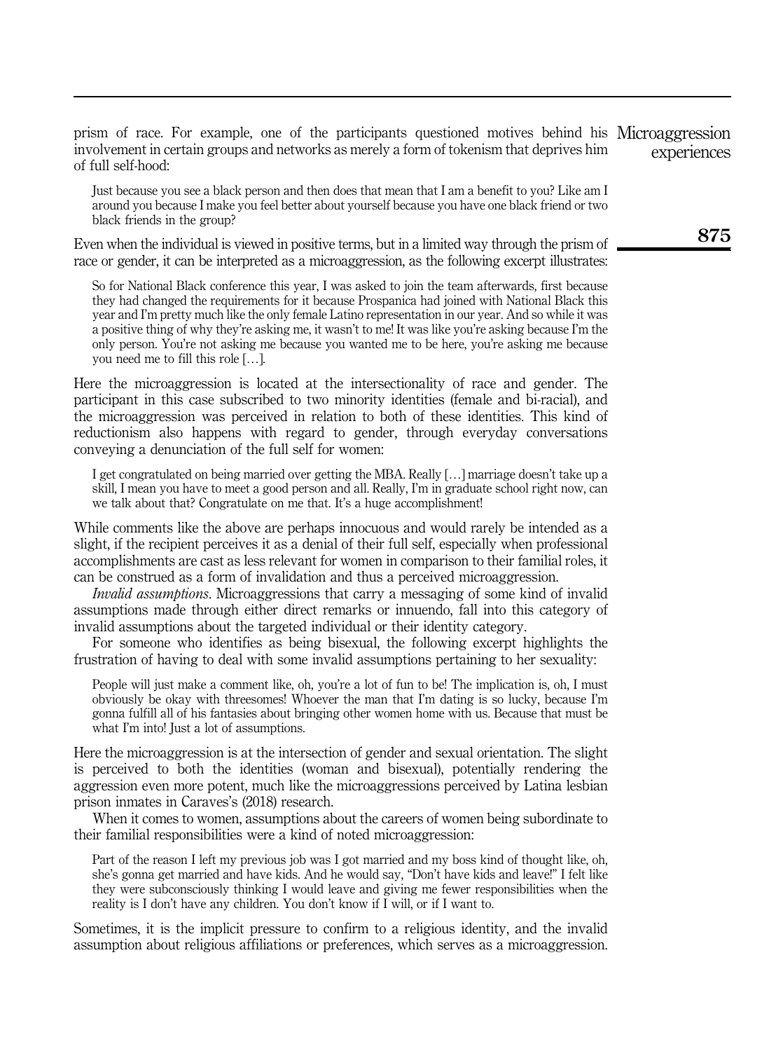prism of race. For example, one of the participants questioned motives behind his involvement in certain groups and networks as merely a form of tokenism that deprives him of full self-hood:

> Just because you see a black person and then does that mean that I am a benefit to you? Like am I around you because I make you feel better about yourself because you have one black friend or two black friends in the group?

Even when the individual is viewed in positive terms, but in a limited way through the prism of race or gender, it can be interpreted as a microaggression, as the following excerpt illustrates:

> So for National Black conference this year, I was asked to join the team afterwards, first because they had changed the requirements for it because Prospanica had joined with National Black this year and I'm pretty much like the only female Latino representation in our year. And so while it was a positive thing of why they're asking me, it wasn't to me! It was like you're asking because I'm the only person. You're not asking me because you wanted me to be here, you're asking me because you need me to fill this role […].

Here the microaggression is located at the intersectionality of race and gender. The participant in this case subscribed to two minority identities (female and bi-racial), and the microaggression was perceived in relation to both of these identities. This kind of reductionism also happens with regard to gender, through everyday conversations conveying a denunciation of the full self for women:

> I get congratulated on being married over getting the MBA. Really […] marriage doesn't take up a skill, I mean you have to meet a good person and all. Really, I'm in graduate school right now, can we talk about that? Congratulate on me that. It's a huge accomplishment!

While comments like the above are perhaps innocuous and would rarely be intended as a slight, if the recipient perceives it as a denial of their full self, especially when professional accomplishments are cast as less relevant for women in comparison to their familial roles, it can be construed as a form of invalidation and thus a perceived microaggression.

*Invalid assumptions*. Microaggressions that carry a messaging of some kind of invalid assumptions made through either direct remarks or innuendo, fall into this category of invalid assumptions about the targeted individual or their identity category.

For someone who identifies as being bisexual, the following excerpt highlights the frustration of having to deal with some invalid assumptions pertaining to her sexuality:

> People will just make a comment like, oh, you're a lot of fun to be! The implication is, oh, I must obviously be okay with threesomes! Whoever the man that I'm dating is so lucky, because I'm gonna fulfill all of his fantasies about bringing other women home with us. Because that must be what I'm into! Just a lot of assumptions.

Here the microaggression is at the intersection of gender and sexual orientation. The slight is perceived to both the identities (woman and bisexual), potentially rendering the aggression even more potent, much like the microaggressions perceived by Latina lesbian prison inmates in Caraves's (2018) research.

When it comes to women, assumptions about the careers of women being subordinate to their familial responsibilities were a kind of noted microaggression:

> Part of the reason I left my previous job was I got married and my boss kind of thought like, oh, she's gonna get married and have kids. And he would say, "Don't have kids and leave!" I felt like they were subconsciously thinking I would leave and giving me fewer responsibilities when the reality is I don't have any children. You don't know if I will, or if I want to.

Sometimes, it is the implicit pressure to confirm to a religious identity, and the invalid assumption about religious affiliations or preferences, which serves as a microaggression.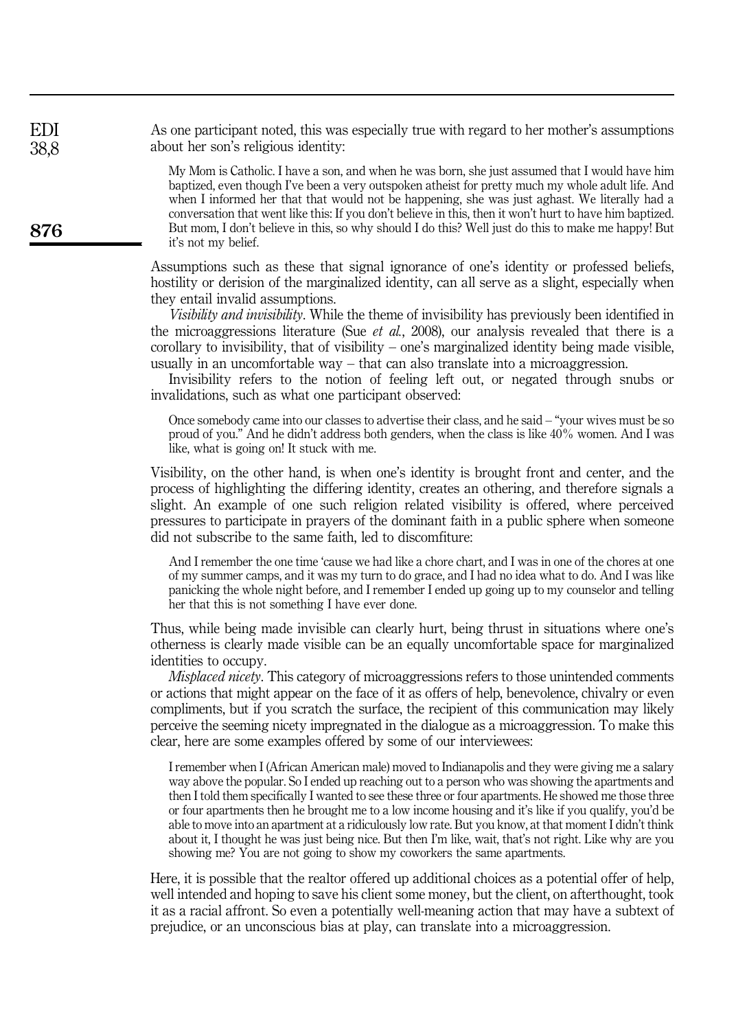As one participant noted, this was especially true with regard to her mother's assumptions about her son's religious identity:

> My Mom is Catholic. I have a son, and when he was born, she just assumed that I would have him baptized, even though I've been a very outspoken atheist for pretty much my whole adult life. And when I informed her that that would not be happening, she was just aghast. We literally had a conversation that went like this: If you don't believe in this, then it won't hurt to have him baptized. But mom, I don't believe in this, so why should I do this? Well just do this to make me happy! But it's not my belief.

Assumptions such as these that signal ignorance of one's identity or professed beliefs, hostility or derision of the marginalized identity, can all serve as a slight, especially when they entail invalid assumptions.

*Visibility and invisibility*. While the theme of invisibility has previously been identified in the microaggressions literature (Sue *et al.*, 2008), our analysis revealed that there is a corollary to invisibility, that of visibility – one's marginalized identity being made visible, usually in an uncomfortable way – that can also translate into a microaggression.

Invisibility refers to the notion of feeling left out, or negated through snubs or invalidations, such as what one participant observed:

> Once somebody came into our classes to advertise their class, and he said – "your wives must be so proud of you." And he didn't address both genders, when the class is like 40% women. And I was like, what is going on! It stuck with me.

Visibility, on the other hand, is when one's identity is brought front and center, and the process of highlighting the differing identity, creates an othering, and therefore signals a slight. An example of one such religion related visibility is offered, where perceived pressures to participate in prayers of the dominant faith in a public sphere when someone did not subscribe to the same faith, led to discomfiture:

> And I remember the one time 'cause we had like a chore chart, and I was in one of the chores at one of my summer camps, and it was my turn to do grace, and I had no idea what to do. And I was like panicking the whole night before, and I remember I ended up going up to my counselor and telling her that this is not something I have ever done.

Thus, while being made invisible can clearly hurt, being thrust in situations where one's otherness is clearly made visible can be an equally uncomfortable space for marginalized identities to occupy.

*Misplaced nicety*. This category of microaggressions refers to those unintended comments or actions that might appear on the face of it as offers of help, benevolence, chivalry or even compliments, but if you scratch the surface, the recipient of this communication may likely perceive the seeming nicety impregnated in the dialogue as a microaggression. To make this clear, here are some examples offered by some of our interviewees:

> I remember when I (African American male) moved to Indianapolis and they were giving me a salary way above the popular. So I ended up reaching out to a person who was showing the apartments and then I told them specifically I wanted to see these three or four apartments. He showed me those three or four apartments then he brought me to a low income housing and it's like if you qualify, you'd be able to move into an apartment at a ridiculously low rate. But you know, at that moment I didn't think about it, I thought he was just being nice. But then I'm like, wait, that's not right. Like why are you showing me? You are not going to show my coworkers the same apartments.

Here, it is possible that the realtor offered up additional choices as a potential offer of help, well intended and hoping to save his client some money, but the client, on afterthought, took it as a racial affront. So even a potentially well-meaning action that may have a subtext of prejudice, or an unconscious bias at play, can translate into a microaggression.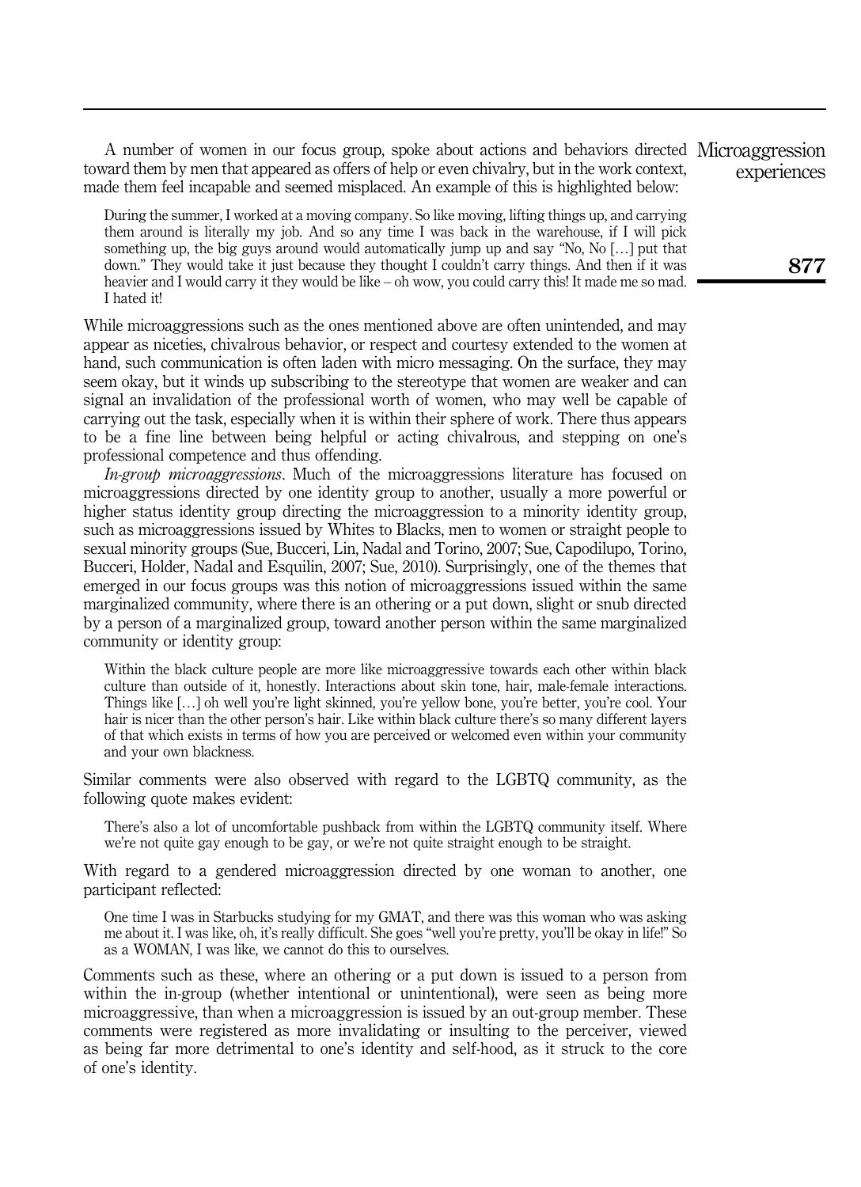A number of women in our focus group, spoke about actions and behaviors directed toward them by men that appeared as offers of help or even chivalry, but in the work context, made them feel incapable and seemed misplaced. An example of this is highlighted below:

> During the summer, I worked at a moving company. So like moving, lifting things up, and carrying them around is literally my job. And so any time I was back in the warehouse, if I will pick something up, the big guys around would automatically jump up and say "No, No […] put that down." They would take it just because they thought I couldn't carry things. And then if it was heavier and I would carry it they would be like – oh wow, you could carry this! It made me so mad. I hated it!

While microaggressions such as the ones mentioned above are often unintended, and may appear as niceties, chivalrous behavior, or respect and courtesy extended to the women at hand, such communication is often laden with micro messaging. On the surface, they may seem okay, but it winds up subscribing to the stereotype that women are weaker and can signal an invalidation of the professional worth of women, who may well be capable of carrying out the task, especially when it is within their sphere of work. There thus appears to be a fine line between being helpful or acting chivalrous, and stepping on one's professional competence and thus offending.

*In-group microaggressions*. Much of the microaggressions literature has focused on microaggressions directed by one identity group to another, usually a more powerful or higher status identity group directing the microaggression to a minority identity group, such as microaggressions issued by Whites to Blacks, men to women or straight people to sexual minority groups (Sue, Bucceri, Lin, Nadal and Torino, 2007; Sue, Capodilupo, Torino, Bucceri, Holder, Nadal and Esquilin, 2007; Sue, 2010). Surprisingly, one of the themes that emerged in our focus groups was this notion of microaggressions issued within the same marginalized community, where there is an othering or a put down, slight or snub directed by a person of a marginalized group, toward another person within the same marginalized community or identity group:

> Within the black culture people are more like microaggressive towards each other within black culture than outside of it, honestly. Interactions about skin tone, hair, male-female interactions. Things like […] oh well you're light skinned, you're yellow bone, you're better, you're cool. Your hair is nicer than the other person's hair. Like within black culture there's so many different layers of that which exists in terms of how you are perceived or welcomed even within your community and your own blackness.

Similar comments were also observed with regard to the LGBTQ community, as the following quote makes evident:

> There's also a lot of uncomfortable pushback from within the LGBTQ community itself. Where we're not quite gay enough to be gay, or we're not quite straight enough to be straight.

With regard to a gendered microaggression directed by one woman to another, one participant reflected:

> One time I was in Starbucks studying for my GMAT, and there was this woman who was asking me about it. I was like, oh, it's really difficult. She goes "well you're pretty, you'll be okay in life!" So as a WOMAN, I was like, we cannot do this to ourselves.

Comments such as these, where an othering or a put down is issued to a person from within the in-group (whether intentional or unintentional), were seen as being more microaggressive, than when a microaggression is issued by an out-group member. These comments were registered as more invalidating or insulting to the perceiver, viewed as being far more detrimental to one's identity and self-hood, as it struck to the core of one's identity.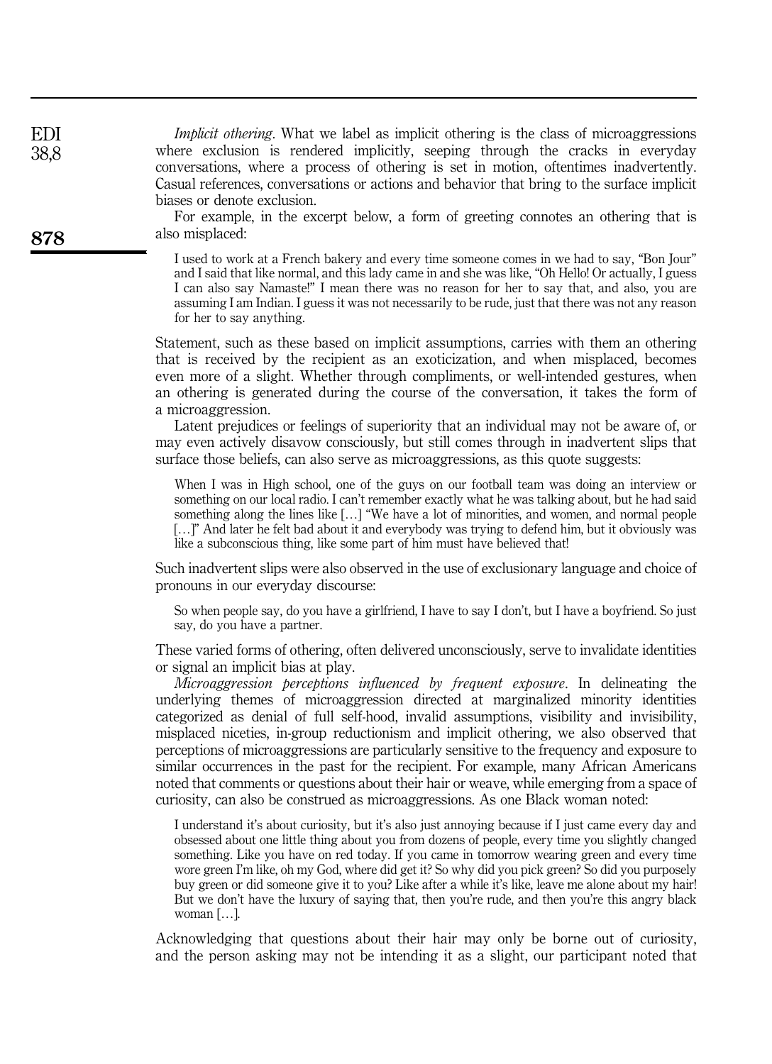*Implicit othering*. What we label as implicit othering is the class of microaggressions where exclusion is rendered implicitly, seeping through the cracks in everyday conversations, where a process of othering is set in motion, oftentimes inadvertently. Casual references, conversations or actions and behavior that bring to the surface implicit biases or denote exclusion.

For example, in the excerpt below, a form of greeting connotes an othering that is also misplaced:

> I used to work at a French bakery and every time someone comes in we had to say, "Bon Jour" and I said that like normal, and this lady came in and she was like, "Oh Hello! Or actually, I guess I can also say Namaste!" I mean there was no reason for her to say that, and also, you are assuming I am Indian. I guess it was not necessarily to be rude, just that there was not any reason for her to say anything.

Statement, such as these based on implicit assumptions, carries with them an othering that is received by the recipient as an exoticization, and when misplaced, becomes even more of a slight. Whether through compliments, or well-intended gestures, when an othering is generated during the course of the conversation, it takes the form of a microaggression.

Latent prejudices or feelings of superiority that an individual may not be aware of, or may even actively disavow consciously, but still comes through in inadvertent slips that surface those beliefs, can also serve as microaggressions, as this quote suggests:

> When I was in High school, one of the guys on our football team was doing an interview or something on our local radio. I can't remember exactly what he was talking about, but he had said something along the lines like […] "We have a lot of minorities, and women, and normal people […]" And later he felt bad about it and everybody was trying to defend him, but it obviously was like a subconscious thing, like some part of him must have believed that!

Such inadvertent slips were also observed in the use of exclusionary language and choice of pronouns in our everyday discourse:

> So when people say, do you have a girlfriend, I have to say I don't, but I have a boyfriend. So just say, do you have a partner.

These varied forms of othering, often delivered unconsciously, serve to invalidate identities or signal an implicit bias at play.

*Microaggression perceptions influenced by frequent exposure*. In delineating the underlying themes of microaggression directed at marginalized minority identities categorized as denial of full self-hood, invalid assumptions, visibility and invisibility, misplaced niceties, in-group reductionism and implicit othering, we also observed that perceptions of microaggressions are particularly sensitive to the frequency and exposure to similar occurrences in the past for the recipient. For example, many African Americans noted that comments or questions about their hair or weave, while emerging from a space of curiosity, can also be construed as microaggressions. As one Black woman noted:

> I understand it's about curiosity, but it's also just annoying because if I just came every day and obsessed about one little thing about you from dozens of people, every time you slightly changed something. Like you have on red today. If you came in tomorrow wearing green and every time wore green I'm like, oh my God, where did get it? So why did you pick green? So did you purposely buy green or did someone give it to you? Like after a while it's like, leave me alone about my hair! But we don't have the luxury of saying that, then you're rude, and then you're this angry black woman […].

Acknowledging that questions about their hair may only be borne out of curiosity, and the person asking may not be intending it as a slight, our participant noted that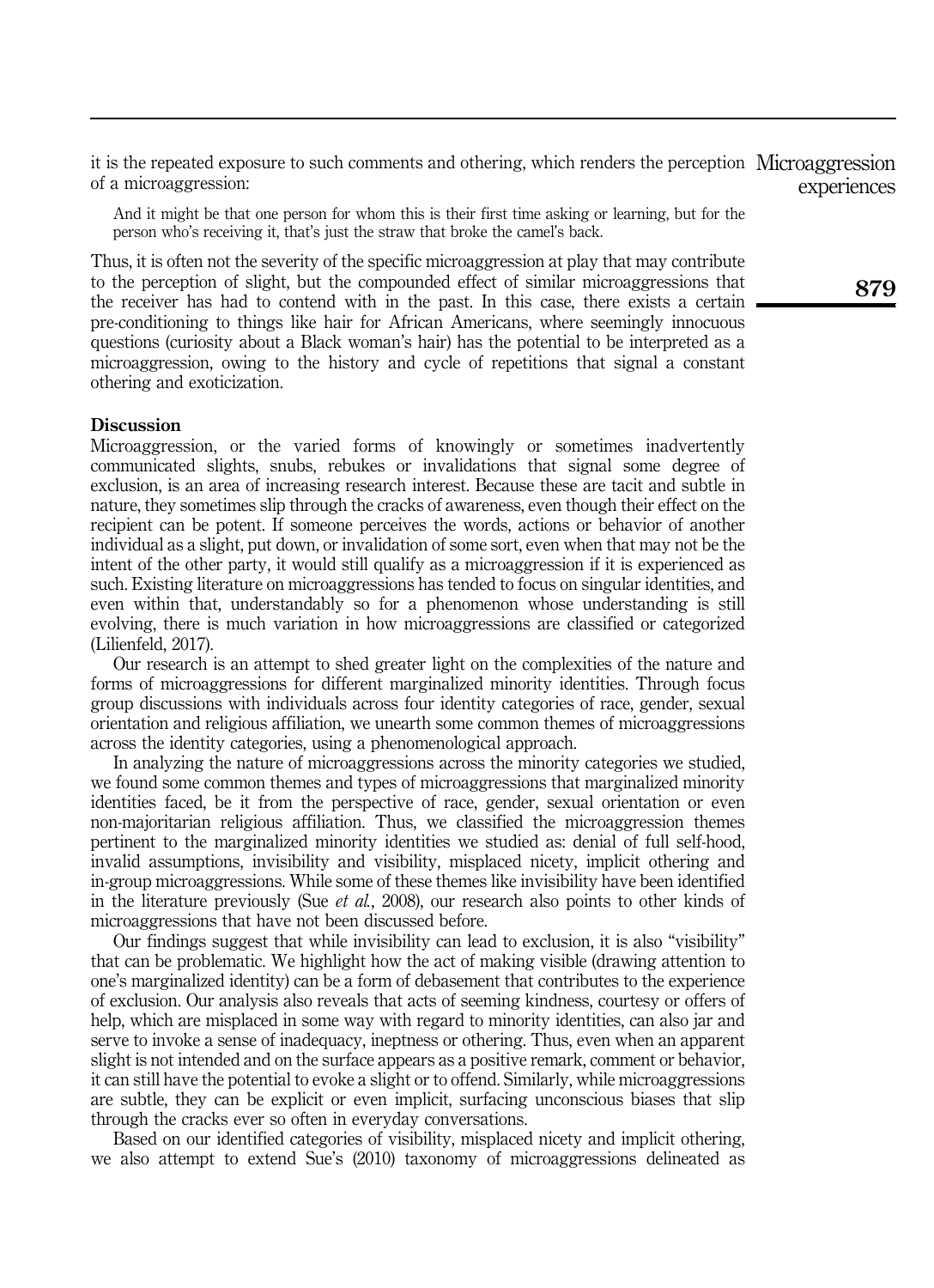it is the repeated exposure to such comments and othering, which renders the perception of a microaggression:

> And it might be that one person for whom this is their first time asking or learning, but for the person who's receiving it, that's just the straw that broke the camel's back.

Thus, it is often not the severity of the specific microaggression at play that may contribute to the perception of slight, but the compounded effect of similar microaggressions that the receiver has had to contend with in the past. In this case, there exists a certain pre-conditioning to things like hair for African Americans, where seemingly innocuous questions (curiosity about a Black woman's hair) has the potential to be interpreted as a microaggression, owing to the history and cycle of repetitions that signal a constant othering and exoticization.

## Discussion

Microaggression, or the varied forms of knowingly or sometimes inadvertently communicated slights, snubs, rebukes or invalidations that signal some degree of exclusion, is an area of increasing research interest. Because these are tacit and subtle in nature, they sometimes slip through the cracks of awareness, even though their effect on the recipient can be potent. If someone perceives the words, actions or behavior of another individual as a slight, put down, or invalidation of some sort, even when that may not be the intent of the other party, it would still qualify as a microaggression if it is experienced as such. Existing literature on microaggressions has tended to focus on singular identities, and even within that, understandably so for a phenomenon whose understanding is still evolving, there is much variation in how microaggressions are classified or categorized (Lilienfeld, 2017).

Our research is an attempt to shed greater light on the complexities of the nature and forms of microaggressions for different marginalized minority identities. Through focus group discussions with individuals across four identity categories of race, gender, sexual orientation and religious affiliation, we unearth some common themes of microaggressions across the identity categories, using a phenomenological approach.

In analyzing the nature of microaggressions across the minority categories we studied, we found some common themes and types of microaggressions that marginalized minority identities faced, be it from the perspective of race, gender, sexual orientation or even non-majoritarian religious affiliation. Thus, we classified the microaggression themes pertinent to the marginalized minority identities we studied as: denial of full self-hood, invalid assumptions, invisibility and visibility, misplaced nicety, implicit othering and in-group microaggressions. While some of these themes like invisibility have been identified in the literature previously (Sue *et al.*, 2008), our research also points to other kinds of microaggressions that have not been discussed before.

Our findings suggest that while invisibility can lead to exclusion, it is also "visibility" that can be problematic. We highlight how the act of making visible (drawing attention to one's marginalized identity) can be a form of debasement that contributes to the experience of exclusion. Our analysis also reveals that acts of seeming kindness, courtesy or offers of help, which are misplaced in some way with regard to minority identities, can also jar and serve to invoke a sense of inadequacy, ineptness or othering. Thus, even when an apparent slight is not intended and on the surface appears as a positive remark, comment or behavior, it can still have the potential to evoke a slight or to offend. Similarly, while microaggressions are subtle, they can be explicit or even implicit, surfacing unconscious biases that slip through the cracks ever so often in everyday conversations.

Based on our identified categories of visibility, misplaced nicety and implicit othering, we also attempt to extend Sue's (2010) taxonomy of microaggressions delineated as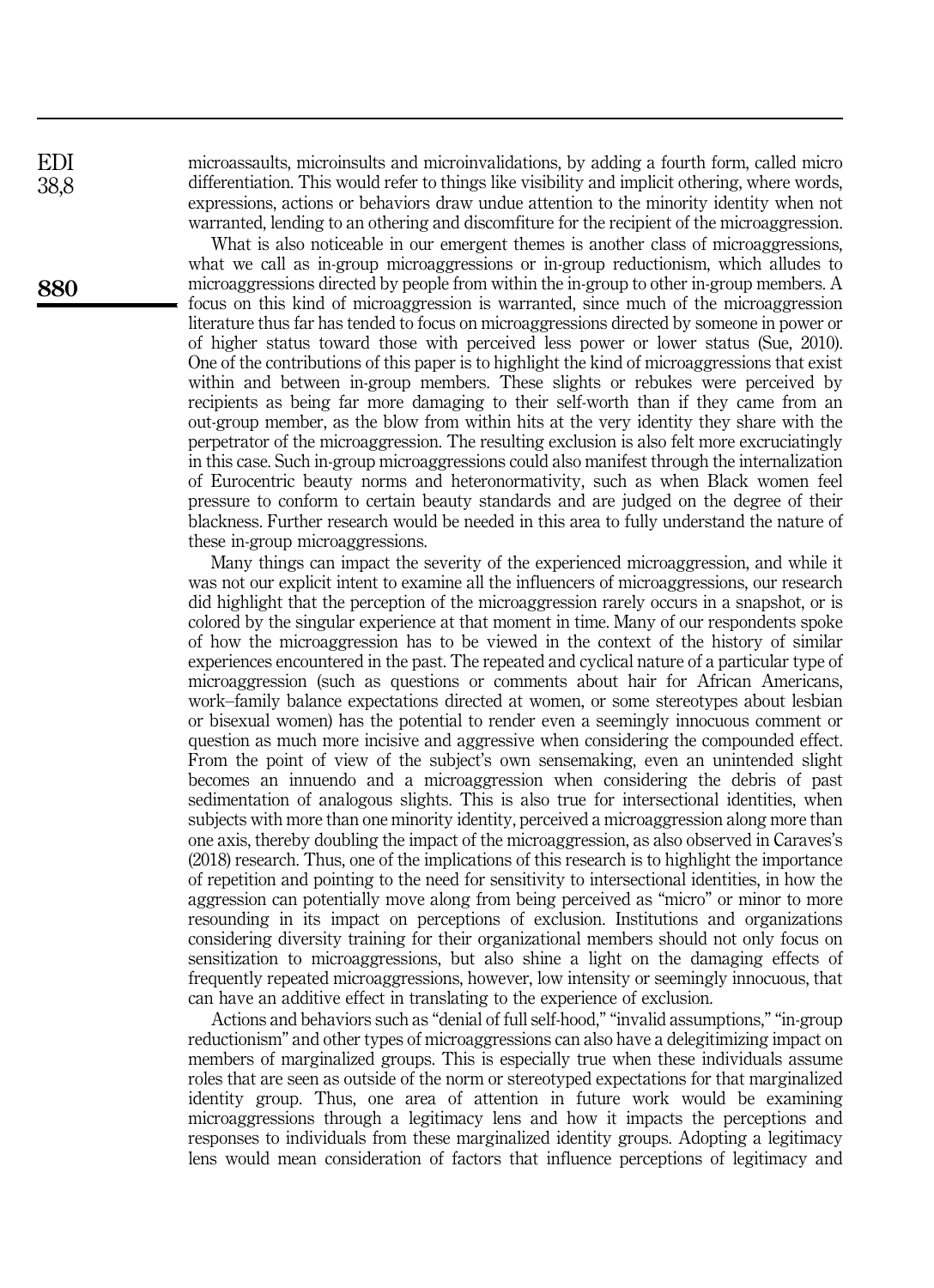microassaults, microinsults and microinvalidations, by adding a fourth form, called micro differentiation. This would refer to things like visibility and implicit othering, where words, expressions, actions or behaviors draw undue attention to the minority identity when not warranted, lending to an othering and discomfiture for the recipient of the microaggression.

What is also noticeable in our emergent themes is another class of microaggressions, what we call as in-group microaggressions or in-group reductionism, which alludes to microaggressions directed by people from within the in-group to other in-group members. A focus on this kind of microaggression is warranted, since much of the microaggression literature thus far has tended to focus on microaggressions directed by someone in power or of higher status toward those with perceived less power or lower status (Sue, 2010). One of the contributions of this paper is to highlight the kind of microaggressions that exist within and between in-group members. These slights or rebukes were perceived by recipients as being far more damaging to their self-worth than if they came from an out-group member, as the blow from within hits at the very identity they share with the perpetrator of the microaggression. The resulting exclusion is also felt more excruciatingly in this case. Such in-group microaggressions could also manifest through the internalization of Eurocentric beauty norms and heteronormativity, such as when Black women feel pressure to conform to certain beauty standards and are judged on the degree of their blackness. Further research would be needed in this area to fully understand the nature of these in-group microaggressions.

Many things can impact the severity of the experienced microaggression, and while it was not our explicit intent to examine all the influencers of microaggressions, our research did highlight that the perception of the microaggression rarely occurs in a snapshot, or is colored by the singular experience at that moment in time. Many of our respondents spoke of how the microaggression has to be viewed in the context of the history of similar experiences encountered in the past. The repeated and cyclical nature of a particular type of microaggression (such as questions or comments about hair for African Americans, work–family balance expectations directed at women, or some stereotypes about lesbian or bisexual women) has the potential to render even a seemingly innocuous comment or question as much more incisive and aggressive when considering the compounded effect. From the point of view of the subject's own sensemaking, even an unintended slight becomes an innuendo and a microaggression when considering the debris of past sedimentation of analogous slights. This is also true for intersectional identities, when subjects with more than one minority identity, perceived a microaggression along more than one axis, thereby doubling the impact of the microaggression, as also observed in Caraves's (2018) research. Thus, one of the implications of this research is to highlight the importance of repetition and pointing to the need for sensitivity to intersectional identities, in how the aggression can potentially move along from being perceived as "micro" or minor to more resounding in its impact on perceptions of exclusion. Institutions and organizations considering diversity training for their organizational members should not only focus on sensitization to microaggressions, but also shine a light on the damaging effects of frequently repeated microaggressions, however, low intensity or seemingly innocuous, that can have an additive effect in translating to the experience of exclusion.

Actions and behaviors such as "denial of full self-hood," "invalid assumptions," "in-group reductionism" and other types of microaggressions can also have a delegitimizing impact on members of marginalized groups. This is especially true when these individuals assume roles that are seen as outside of the norm or stereotyped expectations for that marginalized identity group. Thus, one area of attention in future work would be examining microaggressions through a legitimacy lens and how it impacts the perceptions and responses to individuals from these marginalized identity groups. Adopting a legitimacy lens would mean consideration of factors that influence perceptions of legitimacy and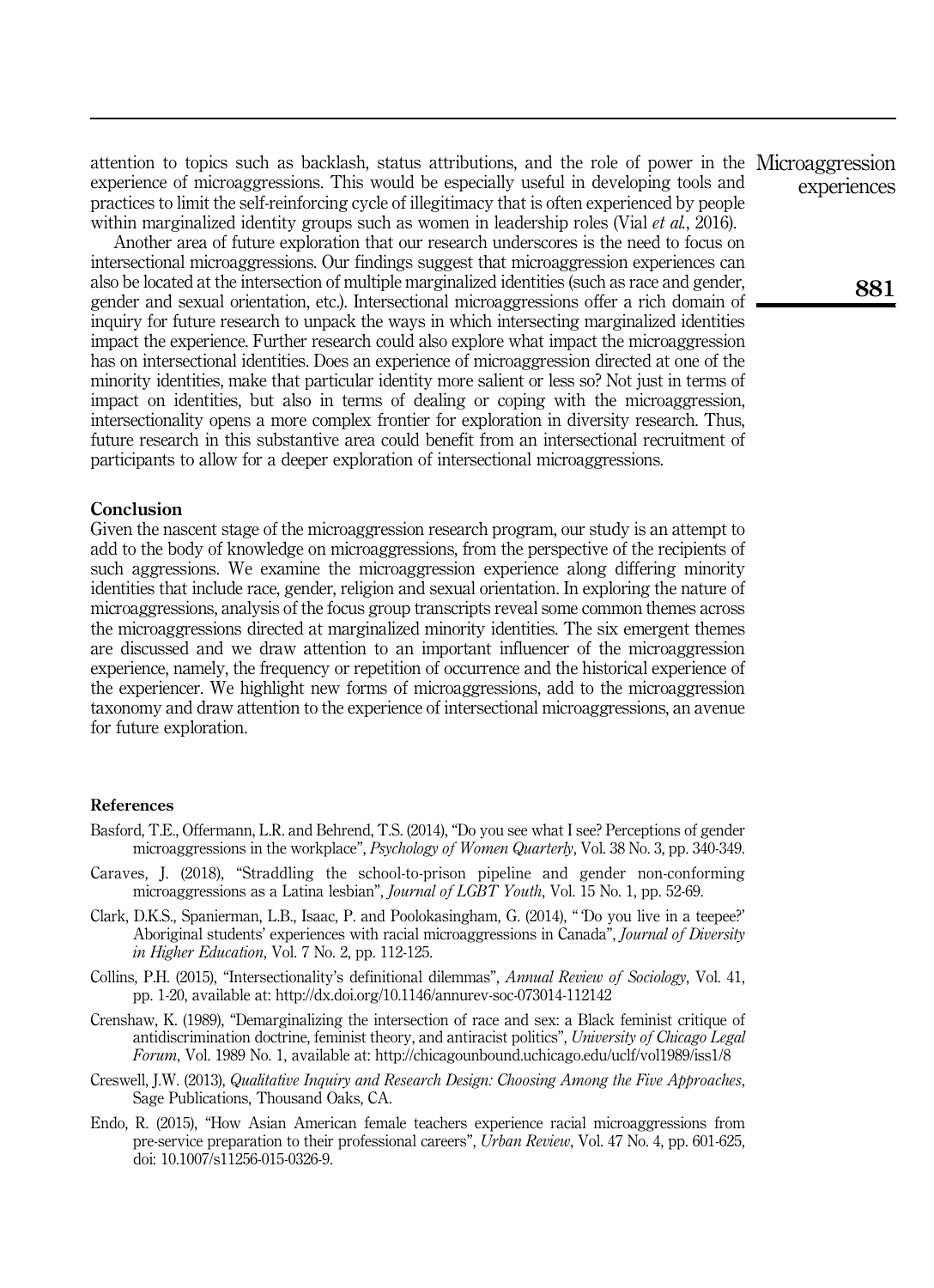attention to topics such as backlash, status attributions, and the role of power in the experience of microaggressions. This would be especially useful in developing tools and practices to limit the self-reinforcing cycle of illegitimacy that is often experienced by people within marginalized identity groups such as women in leadership roles (Vial *et al.*, 2016).

Another area of future exploration that our research underscores is the need to focus on intersectional microaggressions. Our findings suggest that microaggression experiences can also be located at the intersection of multiple marginalized identities (such as race and gender, gender and sexual orientation, etc.). Intersectional microaggressions offer a rich domain of inquiry for future research to unpack the ways in which intersecting marginalized identities impact the experience. Further research could also explore what impact the microaggression has on intersectional identities. Does an experience of microaggression directed at one of the minority identities, make that particular identity more salient or less so? Not just in terms of impact on identities, but also in terms of dealing or coping with the microaggression, intersectionality opens a more complex frontier for exploration in diversity research. Thus, future research in this substantive area could benefit from an intersectional recruitment of participants to allow for a deeper exploration of intersectional microaggressions.

## Conclusion

Given the nascent stage of the microaggression research program, our study is an attempt to add to the body of knowledge on microaggressions, from the perspective of the recipients of such aggressions. We examine the microaggression experience along differing minority identities that include race, gender, religion and sexual orientation. In exploring the nature of microaggressions, analysis of the focus group transcripts reveal some common themes across the microaggressions directed at marginalized minority identities. The six emergent themes are discussed and we draw attention to an important influencer of the microaggression experience, namely, the frequency or repetition of occurrence and the historical experience of the experiencer. We highlight new forms of microaggressions, add to the microaggression taxonomy and draw attention to the experience of intersectional microaggressions, an avenue for future exploration.

## References

Basford, T.E., Offermann, L.R. and Behrend, T.S. (2014), "Do you see what I see? Perceptions of gender microaggressions in the workplace", *Psychology of Women Quarterly*, Vol. 38 No. 3, pp. 340-349.

Caraves, J. (2018), "Straddling the school-to-prison pipeline and gender non-conforming microaggressions as a Latina lesbian", *Journal of LGBT Youth*, Vol. 15 No. 1, pp. 52-69.

Clark, D.K.S., Spanierman, L.B., Isaac, P. and Poolokasingham, G. (2014), "'Do you live in a teepee?' Aboriginal students' experiences with racial microaggressions in Canada", *Journal of Diversity in Higher Education*, Vol. 7 No. 2, pp. 112-125.

Collins, P.H. (2015), "Intersectionality's definitional dilemmas", *Annual Review of Sociology*, Vol. 41, pp. 1-20, available at: http://dx.doi.org/10.1146/annurev-soc-073014-112142

Crenshaw, K. (1989), "Demarginalizing the intersection of race and sex: a Black feminist critique of antidiscrimination doctrine, feminist theory, and antiracist politics", *University of Chicago Legal Forum*, Vol. 1989 No. 1, available at: http://chicagounbound.uchicago.edu/uclf/vol1989/iss1/8

Creswell, J.W. (2013), *Qualitative Inquiry and Research Design: Choosing Among the Five Approaches*, Sage Publications, Thousand Oaks, CA.

Endo, R. (2015), "How Asian American female teachers experience racial microaggressions from pre-service preparation to their professional careers", *Urban Review*, Vol. 47 No. 4, pp. 601-625, doi: 10.1007/s11256-015-0326-9.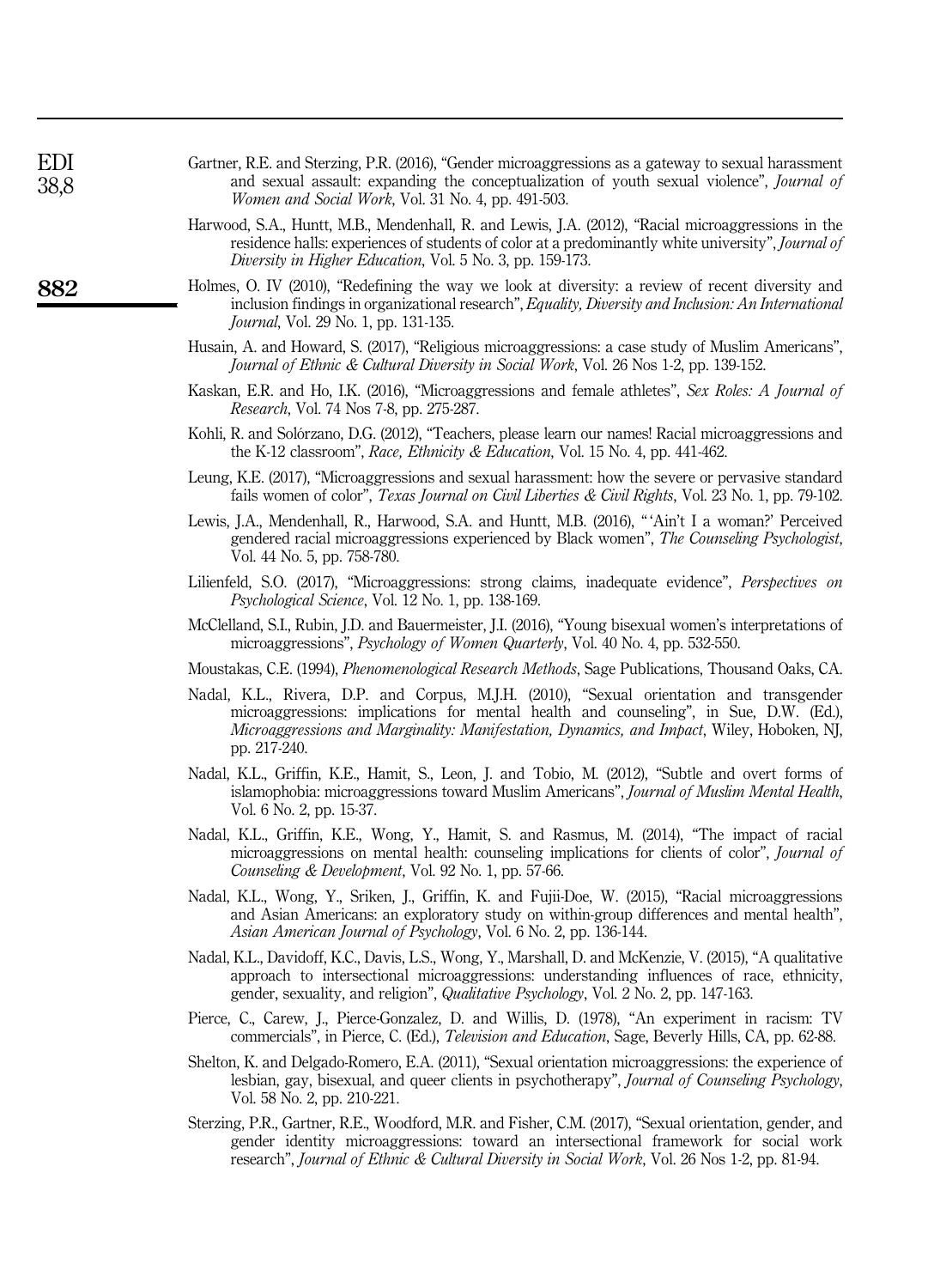Gartner, R.E. and Sterzing, P.R. (2016), "Gender microaggressions as a gateway to sexual harassment and sexual assault: expanding the conceptualization of youth sexual violence", *Journal of Women and Social Work*, Vol. 31 No. 4, pp. 491-503.

Harwood, S.A., Huntt, M.B., Mendenhall, R. and Lewis, J.A. (2012), "Racial microaggressions in the residence halls: experiences of students of color at a predominantly white university", *Journal of Diversity in Higher Education*, Vol. 5 No. 3, pp. 159-173.

Holmes, O. IV (2010), "Redefining the way we look at diversity: a review of recent diversity and inclusion findings in organizational research", *Equality, Diversity and Inclusion: An International Journal*, Vol. 29 No. 1, pp. 131-135.

Husain, A. and Howard, S. (2017), "Religious microaggressions: a case study of Muslim Americans", *Journal of Ethnic & Cultural Diversity in Social Work*, Vol. 26 Nos 1-2, pp. 139-152.

Kaskan, E.R. and Ho, I.K. (2016), "Microaggressions and female athletes", *Sex Roles: A Journal of Research*, Vol. 74 Nos 7-8, pp. 275-287.

Kohli, R. and Solórzano, D.G. (2012), "Teachers, please learn our names! Racial microaggressions and the K-12 classroom", *Race, Ethnicity & Education*, Vol. 15 No. 4, pp. 441-462.

Leung, K.E. (2017), "Microaggressions and sexual harassment: how the severe or pervasive standard fails women of color", *Texas Journal on Civil Liberties & Civil Rights*, Vol. 23 No. 1, pp. 79-102.

Lewis, J.A., Mendenhall, R., Harwood, S.A. and Huntt, M.B. (2016), "'Ain't I a woman?' Perceived gendered racial microaggressions experienced by Black women", *The Counseling Psychologist*, Vol. 44 No. 5, pp. 758-780.

Lilienfeld, S.O. (2017), "Microaggressions: strong claims, inadequate evidence", *Perspectives on Psychological Science*, Vol. 12 No. 1, pp. 138-169.

McClelland, S.I., Rubin, J.D. and Bauermeister, J.I. (2016), "Young bisexual women's interpretations of microaggressions", *Psychology of Women Quarterly*, Vol. 40 No. 4, pp. 532-550.

Moustakas, C.E. (1994), *Phenomenological Research Methods*, Sage Publications, Thousand Oaks, CA.

Nadal, K.L., Rivera, D.P. and Corpus, M.J.H. (2010), "Sexual orientation and transgender microaggressions: implications for mental health and counseling", in Sue, D.W. (Ed.), *Microaggressions and Marginality: Manifestation, Dynamics, and Impact*, Wiley, Hoboken, NJ, pp. 217-240.

Nadal, K.L., Griffin, K.E., Hamit, S., Leon, J. and Tobio, M. (2012), "Subtle and overt forms of islamophobia: microaggressions toward Muslim Americans", *Journal of Muslim Mental Health*, Vol. 6 No. 2, pp. 15-37.

Nadal, K.L., Griffin, K.E., Wong, Y., Hamit, S. and Rasmus, M. (2014), "The impact of racial microaggressions on mental health: counseling implications for clients of color", *Journal of Counseling & Development*, Vol. 92 No. 1, pp. 57-66.

Nadal, K.L., Wong, Y., Sriken, J., Griffin, K. and Fujii-Doe, W. (2015), "Racial microaggressions and Asian Americans: an exploratory study on within-group differences and mental health", *Asian American Journal of Psychology*, Vol. 6 No. 2, pp. 136-144.

Nadal, K.L., Davidoff, K.C., Davis, L.S., Wong, Y., Marshall, D. and McKenzie, V. (2015), "A qualitative approach to intersectional microaggressions: understanding influences of race, ethnicity, gender, sexuality, and religion", *Qualitative Psychology*, Vol. 2 No. 2, pp. 147-163.

Pierce, C., Carew, J., Pierce-Gonzalez, D. and Willis, D. (1978), "An experiment in racism: TV commercials", in Pierce, C. (Ed.), *Television and Education*, Sage, Beverly Hills, CA, pp. 62-88.

Shelton, K. and Delgado-Romero, E.A. (2011), "Sexual orientation microaggressions: the experience of lesbian, gay, bisexual, and queer clients in psychotherapy", *Journal of Counseling Psychology*, Vol. 58 No. 2, pp. 210-221.

Sterzing, P.R., Gartner, R.E., Woodford, M.R. and Fisher, C.M. (2017), "Sexual orientation, gender, and gender identity microaggressions: toward an intersectional framework for social work research", *Journal of Ethnic & Cultural Diversity in Social Work*, Vol. 26 Nos 1-2, pp. 81-94.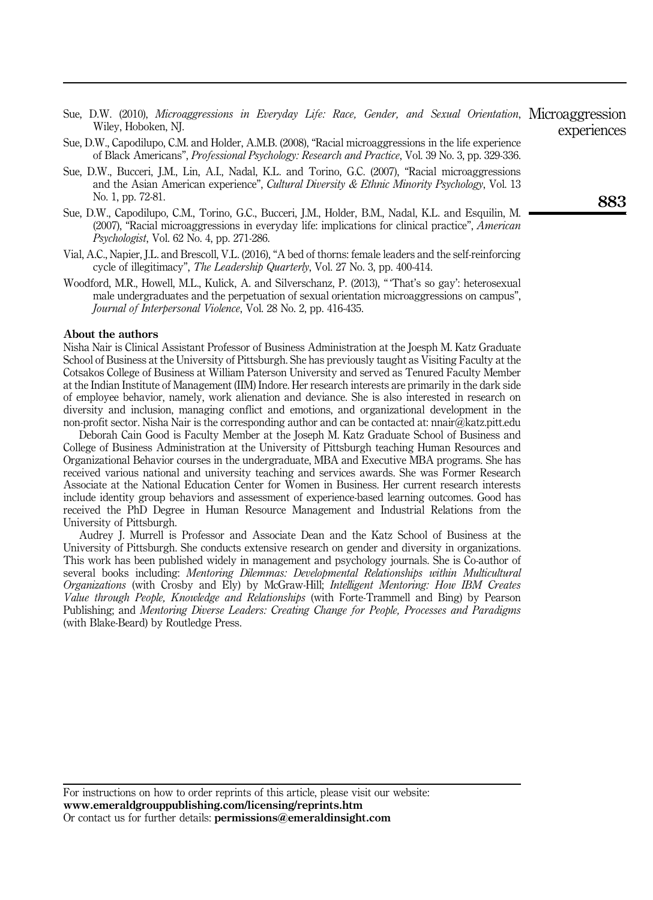Sue, D.W. (2010), *Microaggressions in Everyday Life: Race, Gender, and Sexual Orientation*, Wiley, Hoboken, NJ.

Sue, D.W., Capodilupo, C.M. and Holder, A.M.B. (2008), "Racial microaggressions in the life experience of Black Americans", *Professional Psychology: Research and Practice*, Vol. 39 No. 3, pp. 329-336.

Sue, D.W., Bucceri, J.M., Lin, A.I., Nadal, K.L. and Torino, G.C. (2007), "Racial microaggressions and the Asian American experience", *Cultural Diversity & Ethnic Minority Psychology*, Vol. 13 No. 1, pp. 72-81.

Sue, D.W., Capodilupo, C.M., Torino, G.C., Bucceri, J.M., Holder, B.M., Nadal, K.L. and Esquilin, M. (2007), "Racial microaggressions in everyday life: implications for clinical practice", *American Psychologist*, Vol. 62 No. 4, pp. 271-286.

Vial, A.C., Napier, J.L. and Brescoll, V.L. (2016), "A bed of thorns: female leaders and the self-reinforcing cycle of illegitimacy", *The Leadership Quarterly*, Vol. 27 No. 3, pp. 400-414.

Woodford, M.R., Howell, M.L., Kulick, A. and Silverschanz, P. (2013), "'That's so gay': heterosexual male undergraduates and the perpetuation of sexual orientation microaggressions on campus", *Journal of Interpersonal Violence*, Vol. 28 No. 2, pp. 416-435.

## About the authors

Nisha Nair is Clinical Assistant Professor of Business Administration at the Joesph M. Katz Graduate School of Business at the University of Pittsburgh. She has previously taught as Visiting Faculty at the Cotsakos College of Business at William Paterson University and served as Tenured Faculty Member at the Indian Institute of Management (IIM) Indore. Her research interests are primarily in the dark side of employee behavior, namely, work alienation and deviance. She is also interested in research on diversity and inclusion, managing conflict and emotions, and organizational development in the non-profit sector. Nisha Nair is the corresponding author and can be contacted at: nnair@katz.pitt.edu

Deborah Cain Good is Faculty Member at the Joseph M. Katz Graduate School of Business and College of Business Administration at the University of Pittsburgh teaching Human Resources and Organizational Behavior courses in the undergraduate, MBA and Executive MBA programs. She has received various national and university teaching and services awards. She was Former Research Associate at the National Education Center for Women in Business. Her current research interests include identity group behaviors and assessment of experience-based learning outcomes. Good has received the PhD Degree in Human Resource Management and Industrial Relations from the University of Pittsburgh.

Audrey J. Murrell is Professor and Associate Dean and the Katz School of Business at the University of Pittsburgh. She conducts extensive research on gender and diversity in organizations. This work has been published widely in management and psychology journals. She is Co-author of several books including: *Mentoring Dilemmas: Developmental Relationships within Multicultural Organizations* (with Crosby and Ely) by McGraw-Hill; *Intelligent Mentoring: How IBM Creates Value through People, Knowledge and Relationships* (with Forte-Trammell and Bing) by Pearson Publishing; and *Mentoring Diverse Leaders: Creating Change for People, Processes and Paradigms* (with Blake-Beard) by Routledge Press.

For instructions on how to order reprints of this article, please visit our website:
**www.emeraldgrouppublishing.com/licensing/reprints.htm**
Or contact us for further details: **permissions@emeraldinsight.com**